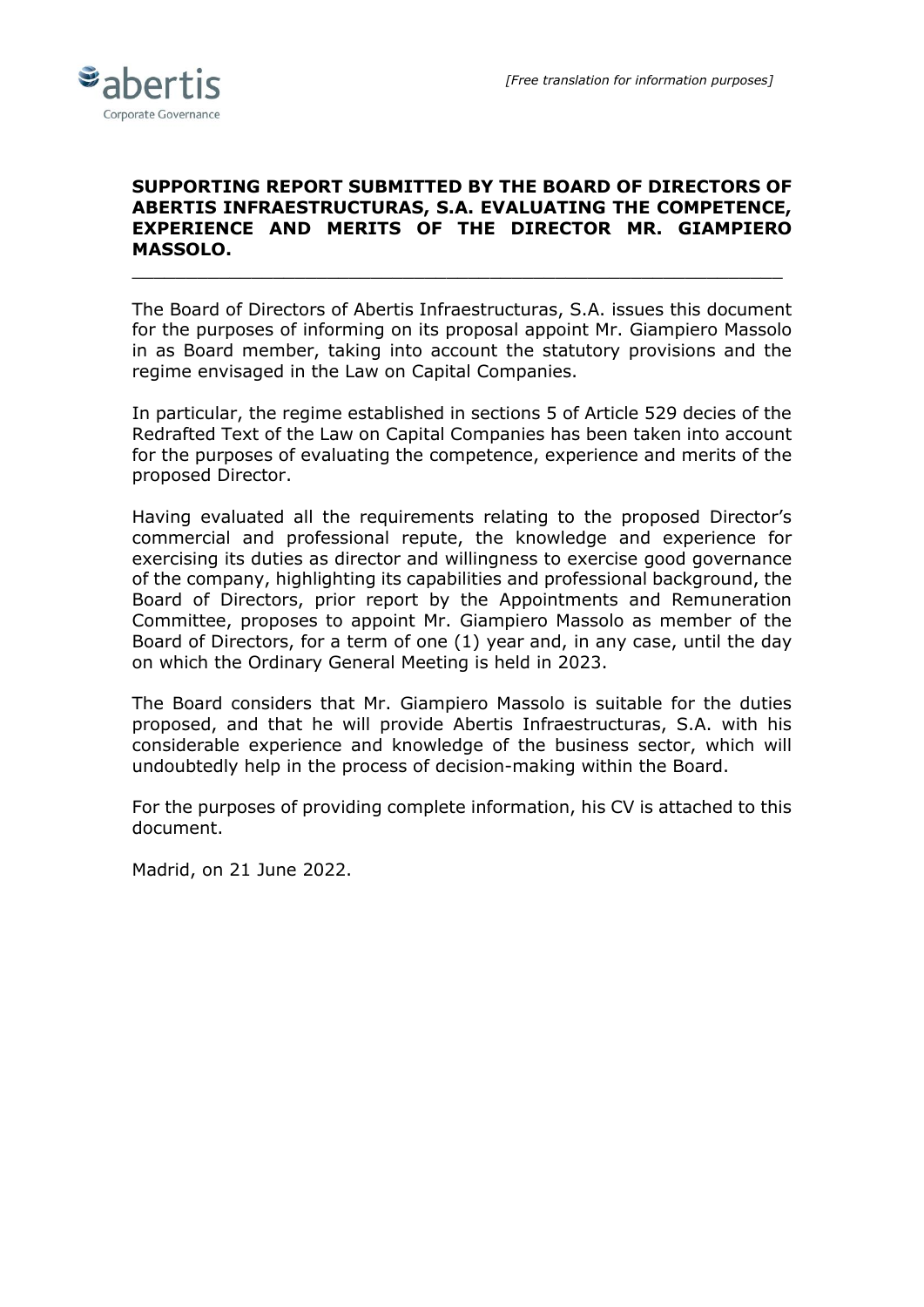*[Free translation for information purposes]*

**SUPPORTING REPORT SUBMITTED BY THE BOARD OF DIRECTORS OF ABERTIS INFRAESTRUCTURAS, S.A. EVALUATING THE COMPETENCE, EXPERIENCE AND MERITS OF THE DIRECTOR MR. GIAMPIERO MASSOLO.**

---

The Board of Directors of Abertis Infraestructuras, S.A. issues this document for the purposes of informing on its proposal appoint Mr. Giampiero Massolo in as Board member, taking into account the statutory provisions and the regime envisaged in the Law on Capital Companies.

In particular, the regime established in sections 5 of Article 529 decies of the Redrafted Text of the Law on Capital Companies has been taken into account for the purposes of evaluating the competence, experience and merits of the proposed Director.

Having evaluated all the requirements relating to the proposed Director's commercial and professional repute, the knowledge and experience for exercising its duties as director and willingness to exercise good governance of the company, highlighting its capabilities and professional background, the Board of Directors, prior report by the Appointments and Remuneration Committee, proposes to appoint Mr. Giampiero Massolo as member of the Board of Directors, for a term of one (1) year and, in any case, until the day on which the Ordinary General Meeting is held in 2023.

The Board considers that Mr. Giampiero Massolo is suitable for the duties proposed, and that he will provide Abertis Infraestructuras, S.A. with his considerable experience and knowledge of the business sector, which will undoubtedly help in the process of decision-making within the Board.

For the purposes of providing complete information, his CV is attached to this document.

Madrid, on 21 June 2022.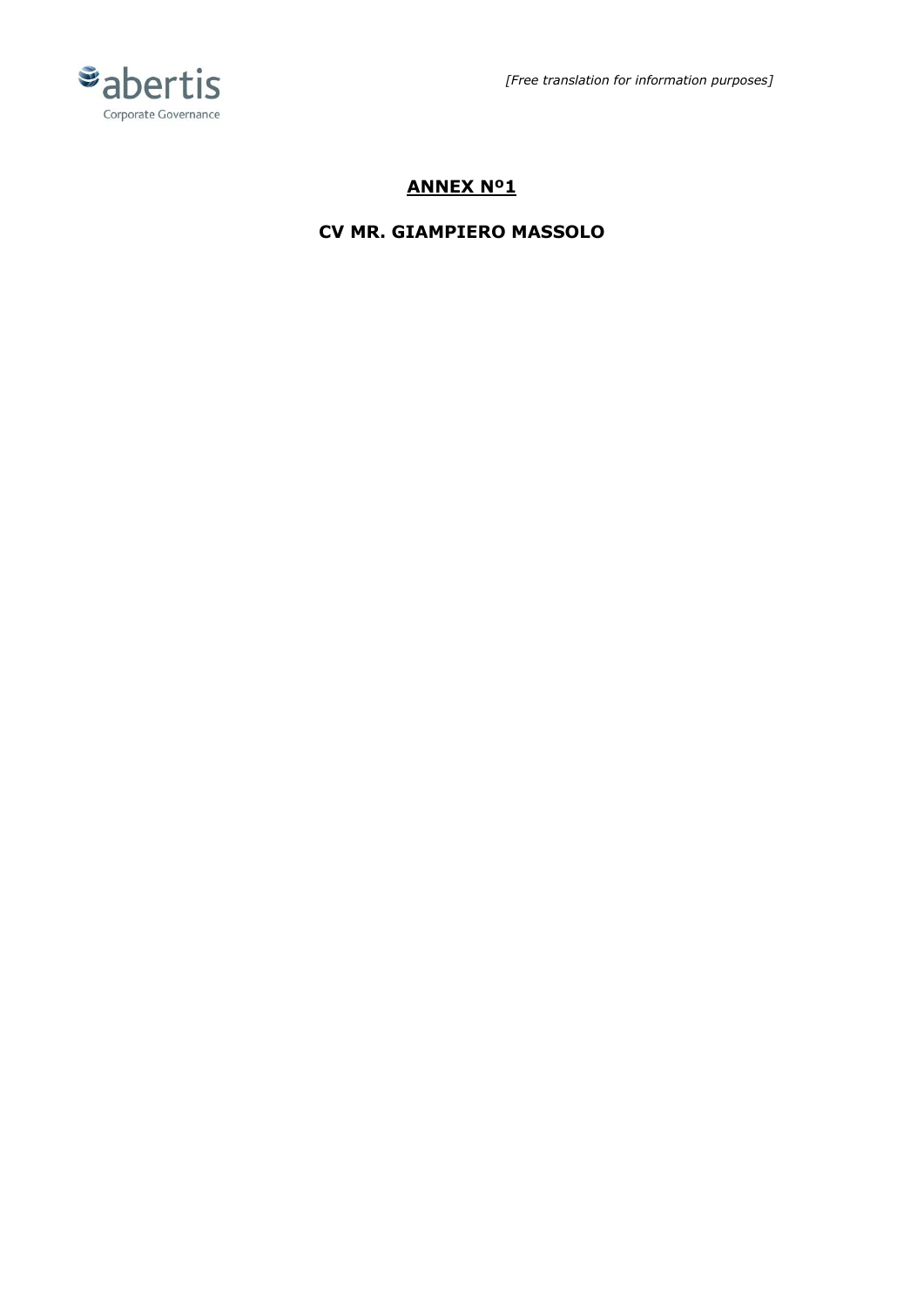*[Free translation for information purposes]*

## ANNEX Nº1

## CV MR. GIAMPIERO MASSOLO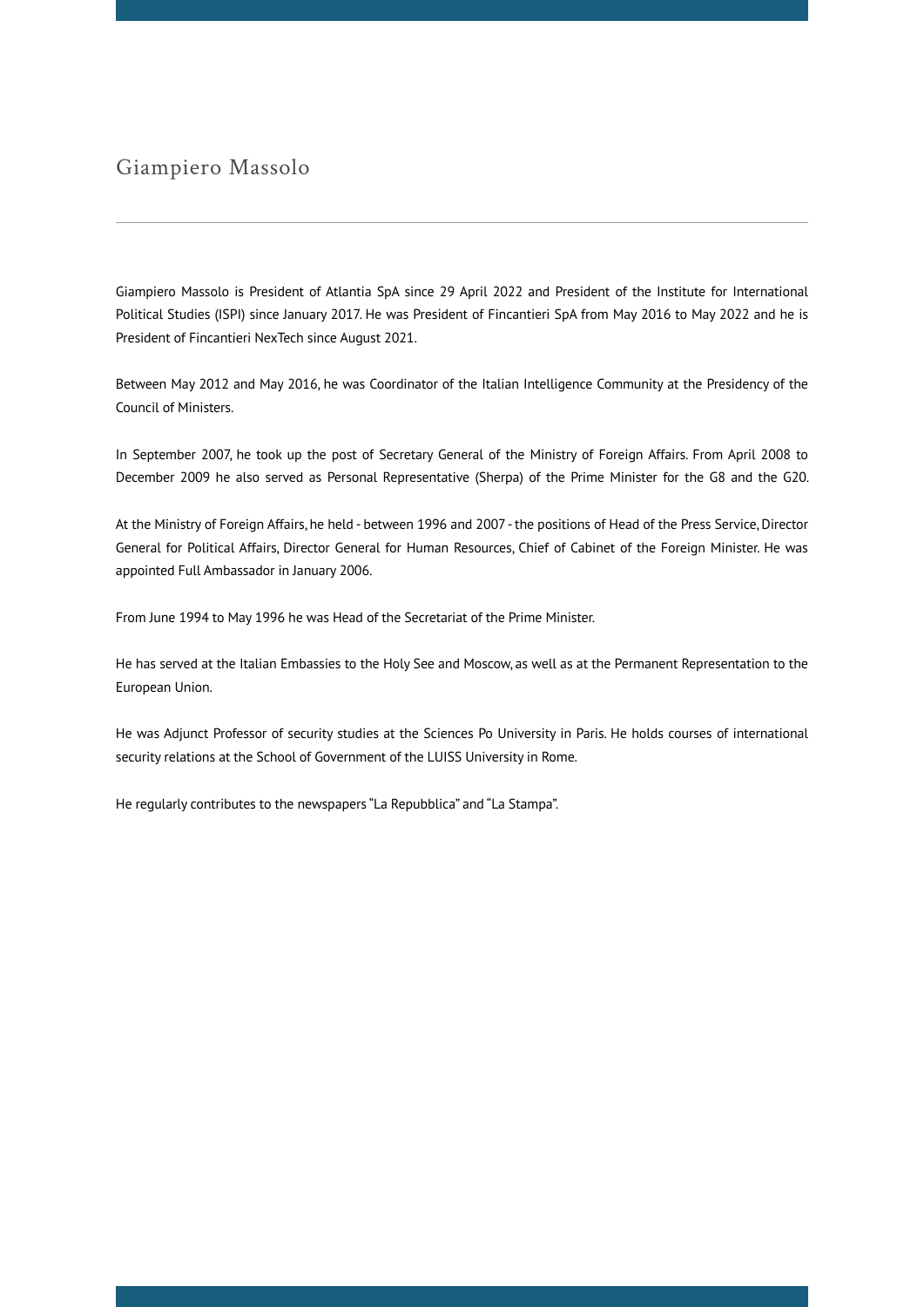# Giampiero Massolo

---

Giampiero Massolo is President of Atlantia SpA since 29 April 2022 and President of the Institute for International Political Studies (ISPI) since January 2017. He was President of Fincantieri SpA from May 2016 to May 2022 and he is President of Fincantieri NexTech since August 2021.

Between May 2012 and May 2016, he was Coordinator of the Italian Intelligence Community at the Presidency of the Council of Ministers.

In September 2007, he took up the post of Secretary General of the Ministry of Foreign Affairs. From April 2008 to December 2009 he also served as Personal Representative (Sherpa) of the Prime Minister for the G8 and the G20.

At the Ministry of Foreign Affairs, he held - between 1996 and 2007 - the positions of Head of the Press Service, Director General for Political Affairs, Director General for Human Resources, Chief of Cabinet of the Foreign Minister. He was appointed Full Ambassador in January 2006.

From June 1994 to May 1996 he was Head of the Secretariat of the Prime Minister.

He has served at the Italian Embassies to the Holy See and Moscow, as well as at the Permanent Representation to the European Union.

He was Adjunct Professor of security studies at the Sciences Po University in Paris. He holds courses of international security relations at the School of Government of the LUISS University in Rome.

He regularly contributes to the newspapers "La Repubblica" and "La Stampa".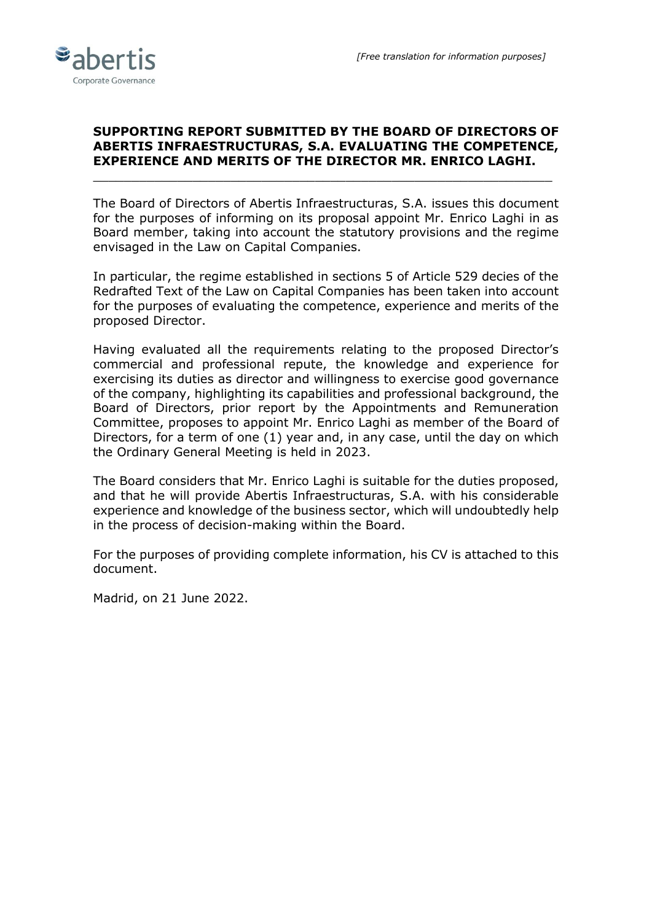*[Free translation for information purposes]*

**SUPPORTING REPORT SUBMITTED BY THE BOARD OF DIRECTORS OF ABERTIS INFRAESTRUCTURAS, S.A. EVALUATING THE COMPETENCE, EXPERIENCE AND MERITS OF THE DIRECTOR MR. ENRICO LAGHI.**

---

The Board of Directors of Abertis Infraestructuras, S.A. issues this document for the purposes of informing on its proposal appoint Mr. Enrico Laghi in as Board member, taking into account the statutory provisions and the regime envisaged in the Law on Capital Companies.

In particular, the regime established in sections 5 of Article 529 decies of the Redrafted Text of the Law on Capital Companies has been taken into account for the purposes of evaluating the competence, experience and merits of the proposed Director.

Having evaluated all the requirements relating to the proposed Director's commercial and professional repute, the knowledge and experience for exercising its duties as director and willingness to exercise good governance of the company, highlighting its capabilities and professional background, the Board of Directors, prior report by the Appointments and Remuneration Committee, proposes to appoint Mr. Enrico Laghi as member of the Board of Directors, for a term of one (1) year and, in any case, until the day on which the Ordinary General Meeting is held in 2023.

The Board considers that Mr. Enrico Laghi is suitable for the duties proposed, and that he will provide Abertis Infraestructuras, S.A. with his considerable experience and knowledge of the business sector, which will undoubtedly help in the process of decision-making within the Board.

For the purposes of providing complete information, his CV is attached to this document.

Madrid, on 21 June 2022.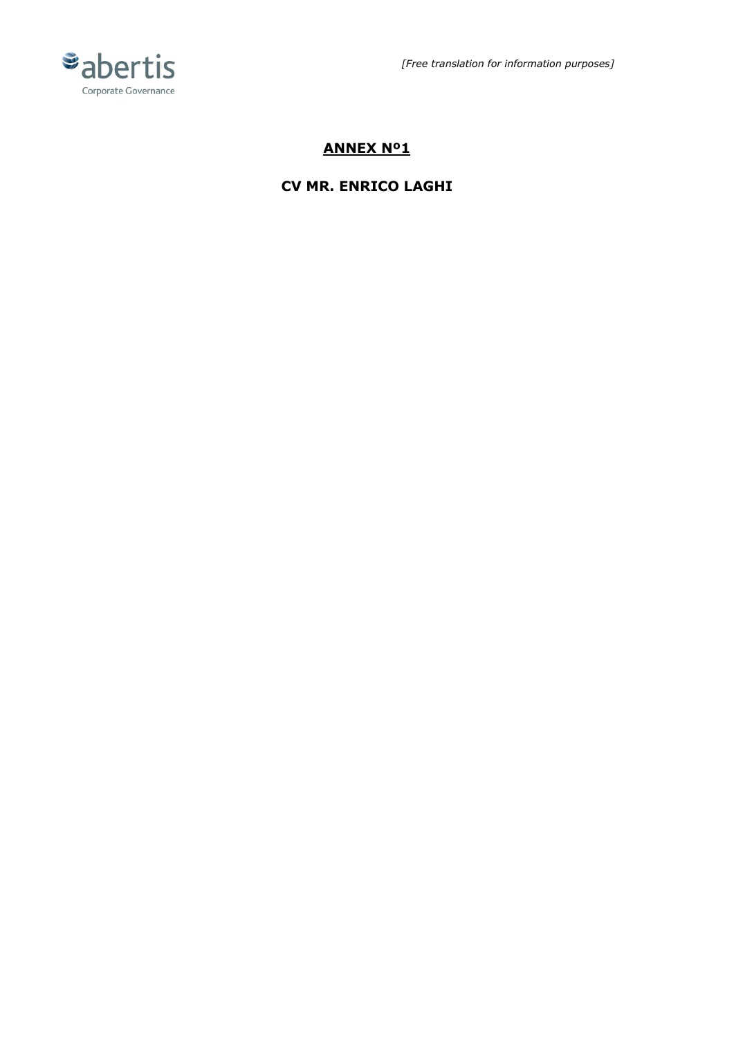*[Free translation for information purposes]*

## ANNEX Nº1

## CV MR. ENRICO LAGHI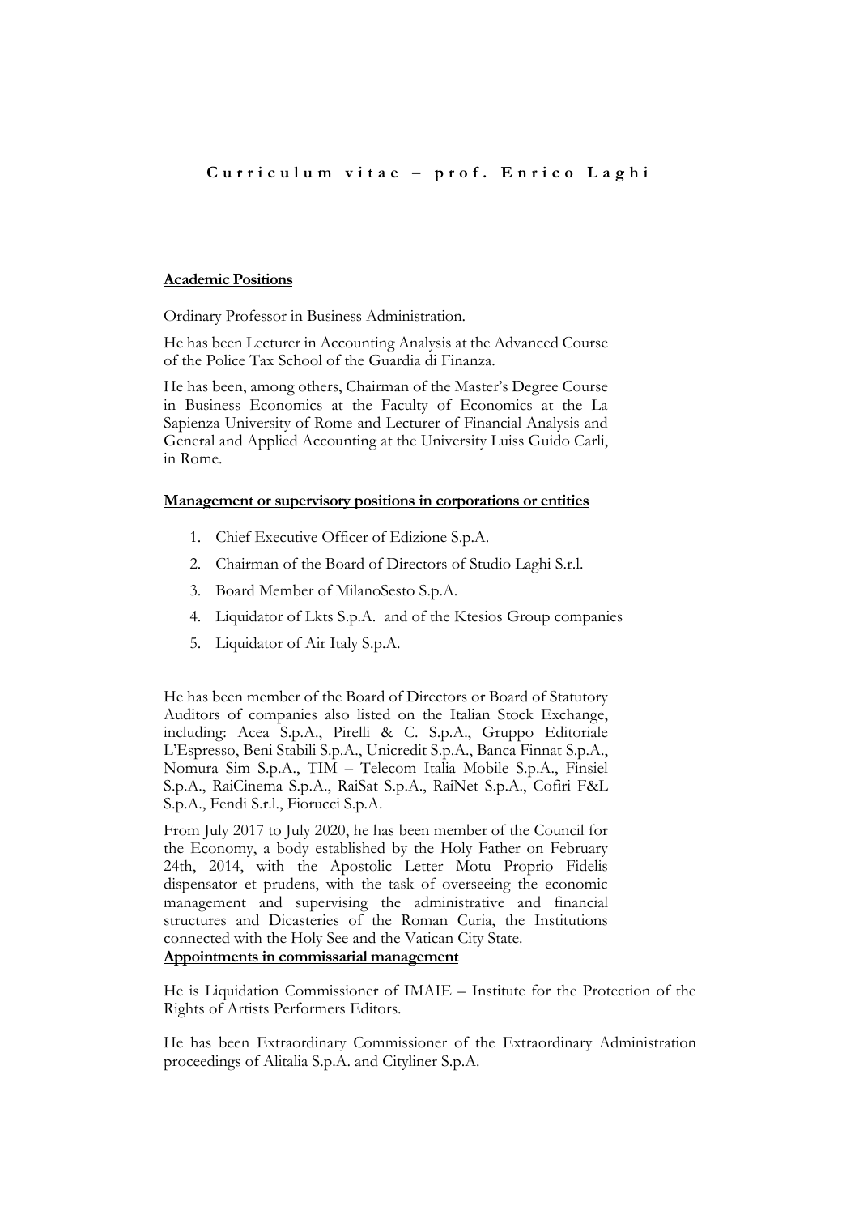# Curriculum vitae – prof. Enrico Laghi

**Academic Positions**

Ordinary Professor in Business Administration.

He has been Lecturer in Accounting Analysis at the Advanced Course of the Police Tax School of the Guardia di Finanza.

He has been, among others, Chairman of the Master's Degree Course in Business Economics at the Faculty of Economics at the La Sapienza University of Rome and Lecturer of Financial Analysis and General and Applied Accounting at the University Luiss Guido Carli, in Rome.

**Management or supervisory positions in corporations or entities**

1. Chief Executive Officer of Edizione S.p.A.
2. Chairman of the Board of Directors of Studio Laghi S.r.l.
3. Board Member of MilanoSesto S.p.A.
4. Liquidator of Lkts S.p.A. and of the Ktesios Group companies
5. Liquidator of Air Italy S.p.A.

He has been member of the Board of Directors or Board of Statutory Auditors of companies also listed on the Italian Stock Exchange, including: Acea S.p.A., Pirelli & C. S.p.A., Gruppo Editoriale L'Espresso, Beni Stabili S.p.A., Unicredit S.p.A., Banca Finnat S.p.A., Nomura Sim S.p.A., TIM – Telecom Italia Mobile S.p.A., Finsiel S.p.A., RaiCinema S.p.A., RaiSat S.p.A., RaiNet S.p.A., Cofiri F&L S.p.A., Fendi S.r.l., Fiorucci S.p.A.

From July 2017 to July 2020, he has been member of the Council for the Economy, a body established by the Holy Father on February 24th, 2014, with the Apostolic Letter Motu Proprio Fidelis dispensator et prudens, with the task of overseeing the economic management and supervising the administrative and financial structures and Dicasteries of the Roman Curia, the Institutions connected with the Holy See and the Vatican City State.

**Appointments in commissarial management**

He is Liquidation Commissioner of IMAIE – Institute for the Protection of the Rights of Artists Performers Editors.

He has been Extraordinary Commissioner of the Extraordinary Administration proceedings of Alitalia S.p.A. and Cityliner S.p.A.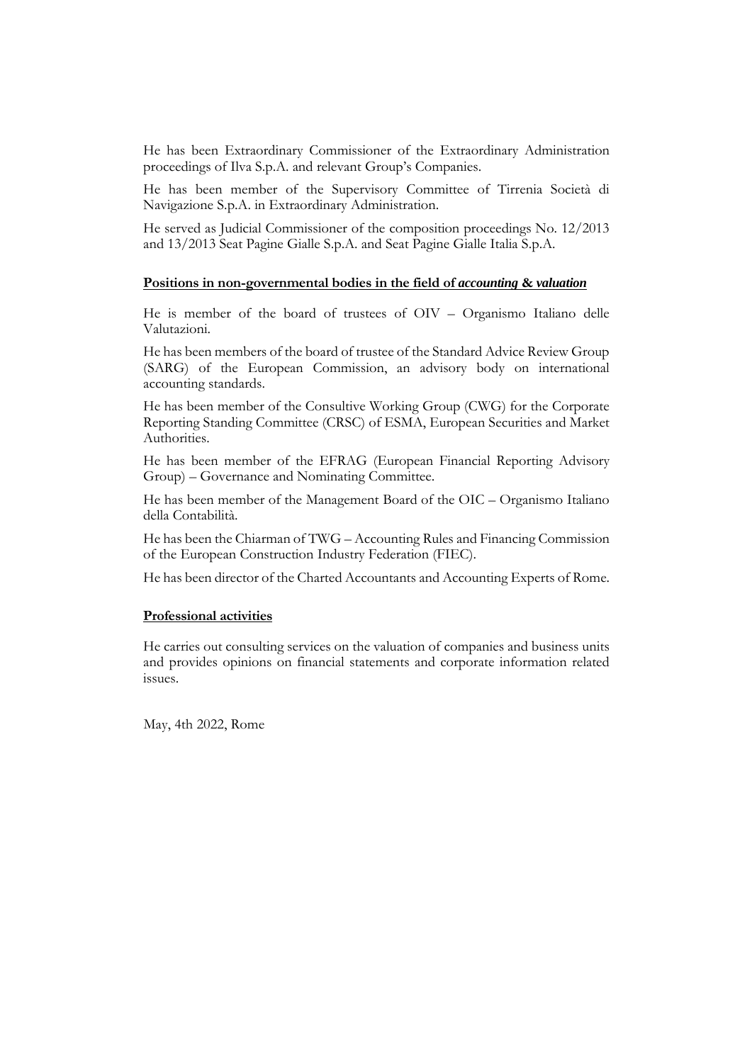He has been Extraordinary Commissioner of the Extraordinary Administration proceedings of Ilva S.p.A. and relevant Group's Companies.

He has been member of the Supervisory Committee of Tirrenia Società di Navigazione S.p.A. in Extraordinary Administration.

He served as Judicial Commissioner of the composition proceedings No. 12/2013 and 13/2013 Seat Pagine Gialle S.p.A. and Seat Pagine Gialle Italia S.p.A.

**Positions in non-governmental bodies in the field of *accounting* & *valuation***

He is member of the board of trustees of OIV – Organismo Italiano delle Valutazioni.

He has been members of the board of trustee of the Standard Advice Review Group (SARG) of the European Commission, an advisory body on international accounting standards.

He has been member of the Consultive Working Group (CWG) for the Corporate Reporting Standing Committee (CRSC) of ESMA, European Securities and Market Authorities.

He has been member of the EFRAG (European Financial Reporting Advisory Group) – Governance and Nominating Committee.

He has been member of the Management Board of the OIC – Organismo Italiano della Contabilità.

He has been the Chiarman of TWG – Accounting Rules and Financing Commission of the European Construction Industry Federation (FIEC).

He has been director of the Charted Accountants and Accounting Experts of Rome.

**Professional activities**

He carries out consulting services on the valuation of companies and business units and provides opinions on financial statements and corporate information related issues.

May, 4th 2022, Rome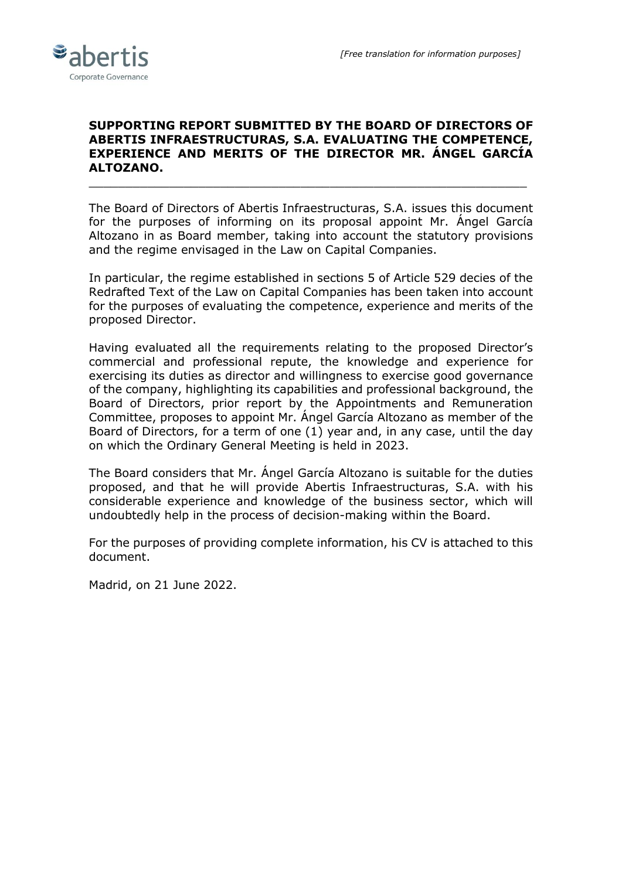*[Free translation for information purposes]*

**SUPPORTING REPORT SUBMITTED BY THE BOARD OF DIRECTORS OF ABERTIS INFRAESTRUCTURAS, S.A. EVALUATING THE COMPETENCE, EXPERIENCE AND MERITS OF THE DIRECTOR MR. ÁNGEL GARCÍA ALTOZANO.**

---

The Board of Directors of Abertis Infraestructuras, S.A. issues this document for the purposes of informing on its proposal appoint Mr. Ángel García Altozano in as Board member, taking into account the statutory provisions and the regime envisaged in the Law on Capital Companies.

In particular, the regime established in sections 5 of Article 529 decies of the Redrafted Text of the Law on Capital Companies has been taken into account for the purposes of evaluating the competence, experience and merits of the proposed Director.

Having evaluated all the requirements relating to the proposed Director's commercial and professional repute, the knowledge and experience for exercising its duties as director and willingness to exercise good governance of the company, highlighting its capabilities and professional background, the Board of Directors, prior report by the Appointments and Remuneration Committee, proposes to appoint Mr. Ángel García Altozano as member of the Board of Directors, for a term of one (1) year and, in any case, until the day on which the Ordinary General Meeting is held in 2023.

The Board considers that Mr. Ángel García Altozano is suitable for the duties proposed, and that he will provide Abertis Infraestructuras, S.A. with his considerable experience and knowledge of the business sector, which will undoubtedly help in the process of decision-making within the Board.

For the purposes of providing complete information, his CV is attached to this document.

Madrid, on 21 June 2022.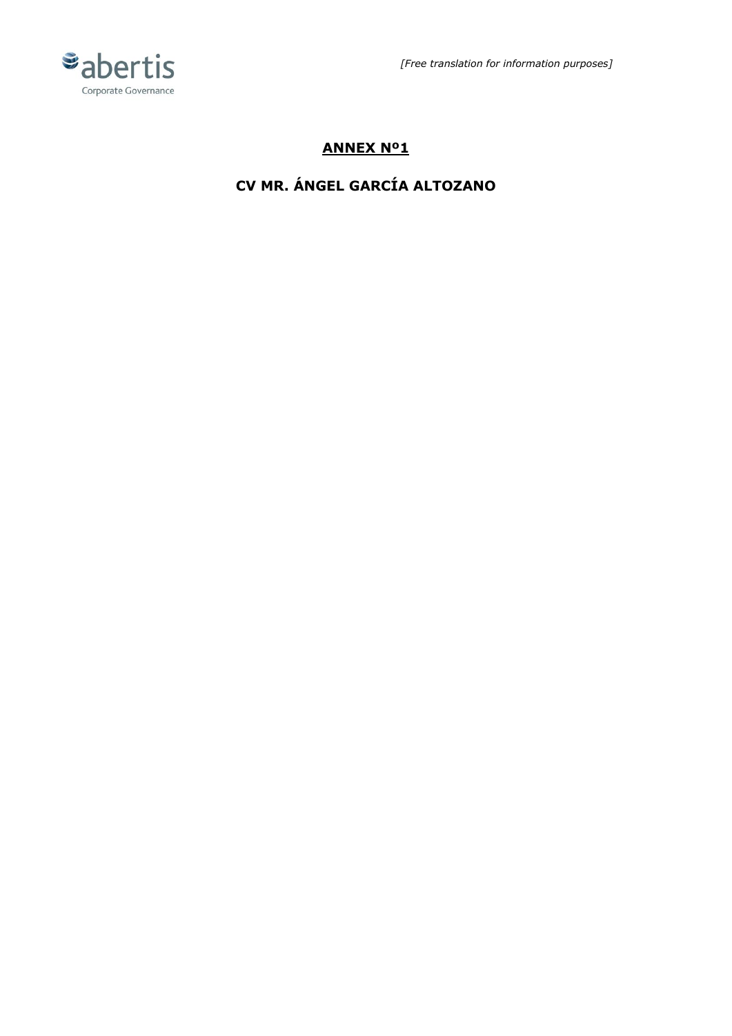*[Free translation for information purposes]*

## ANNEX Nº1

## CV MR. ÁNGEL GARCÍA ALTOZANO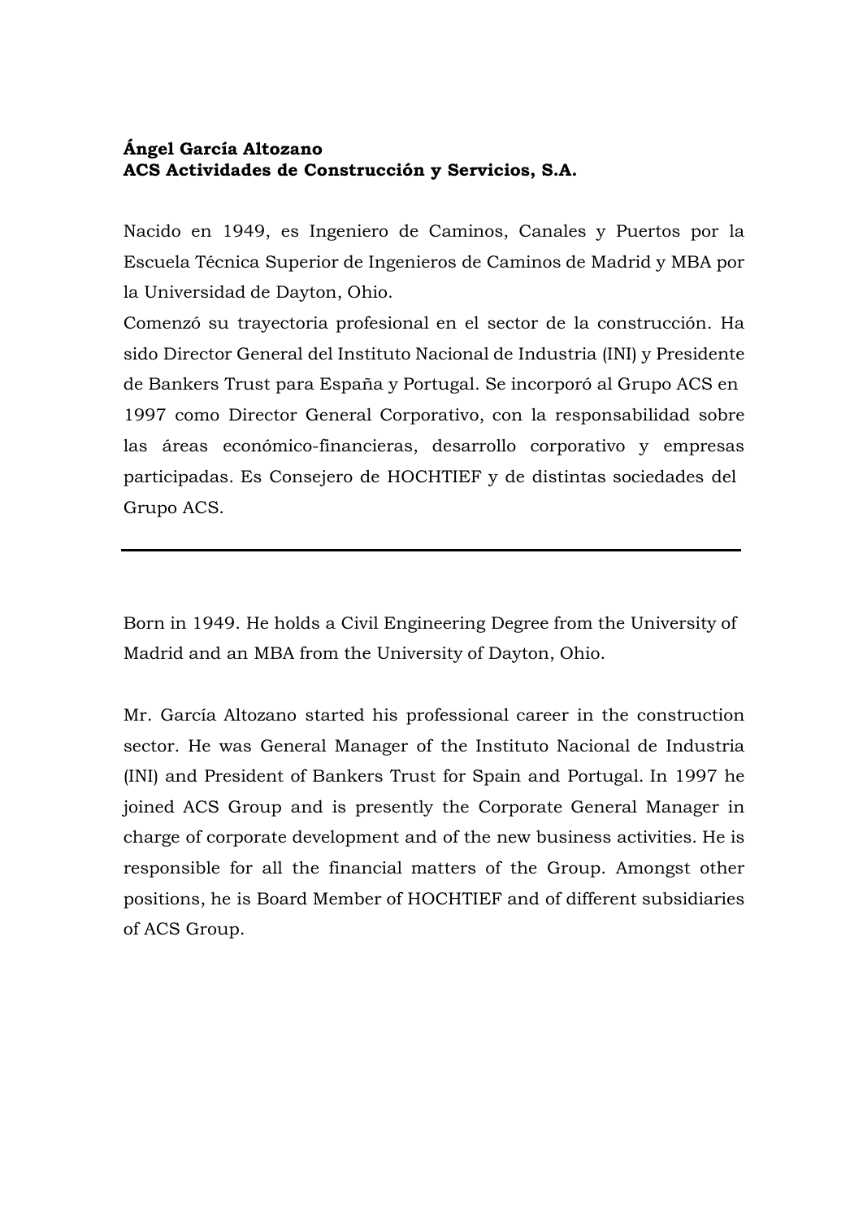**Ángel García Altozano**
**ACS Actividades de Construcción y Servicios, S.A.**

Nacido en 1949, es Ingeniero de Caminos, Canales y Puertos por la Escuela Técnica Superior de Ingenieros de Caminos de Madrid y MBA por la Universidad de Dayton, Ohio.
Comenzó su trayectoria profesional en el sector de la construcción. Ha sido Director General del Instituto Nacional de Industria (INI) y Presidente de Bankers Trust para España y Portugal. Se incorporó al Grupo ACS en 1997 como Director General Corporativo, con la responsabilidad sobre las áreas económico-financieras, desarrollo corporativo y empresas participadas. Es Consejero de HOCHTIEF y de distintas sociedades del Grupo ACS.

---

Born in 1949. He holds a Civil Engineering Degree from the University of Madrid and an MBA from the University of Dayton, Ohio.

Mr. García Altozano started his professional career in the construction sector. He was General Manager of the Instituto Nacional de Industria (INI) and President of Bankers Trust for Spain and Portugal. In 1997 he joined ACS Group and is presently the Corporate General Manager in charge of corporate development and of the new business activities. He is responsible for all the financial matters of the Group. Amongst other positions, he is Board Member of HOCHTIEF and of different subsidiaries of ACS Group.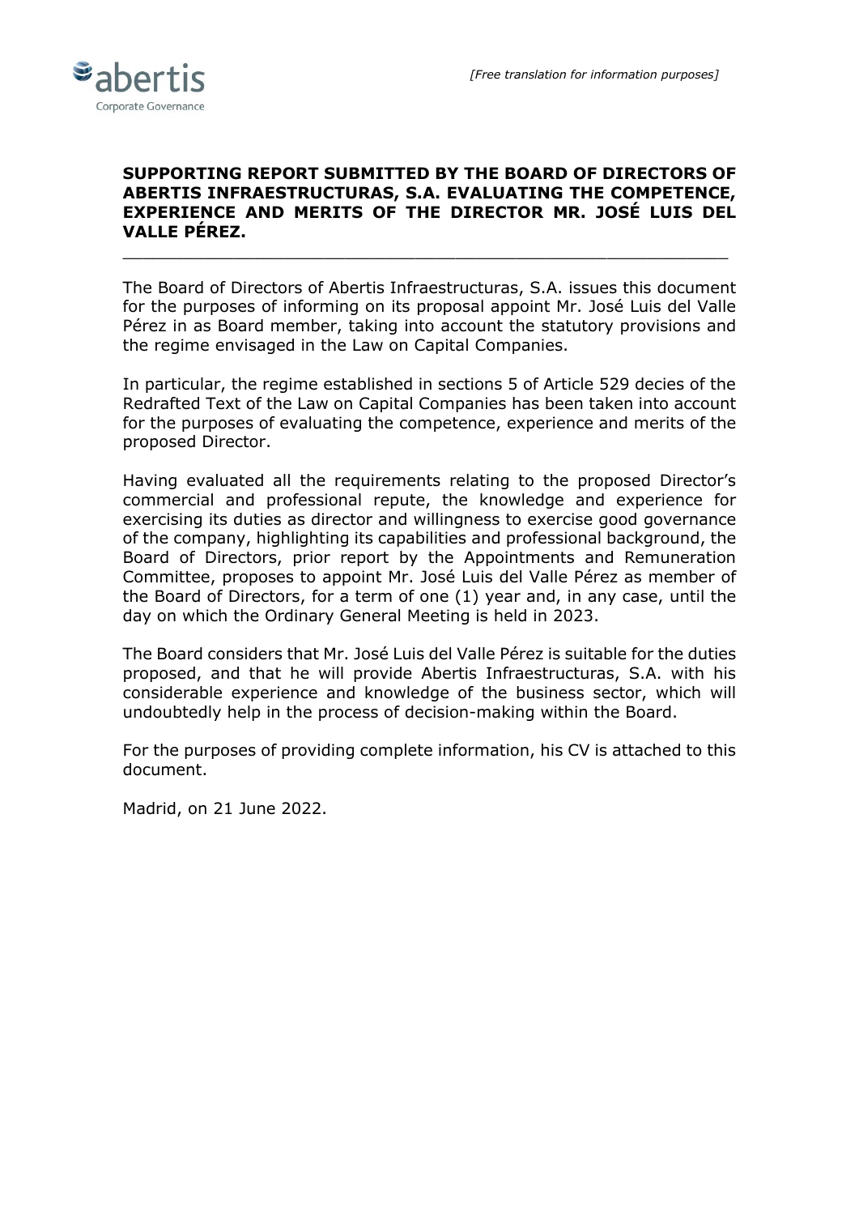*[Free translation for information purposes]*

**SUPPORTING REPORT SUBMITTED BY THE BOARD OF DIRECTORS OF ABERTIS INFRAESTRUCTURAS, S.A. EVALUATING THE COMPETENCE, EXPERIENCE AND MERITS OF THE DIRECTOR MR. JOSÉ LUIS DEL VALLE PÉREZ.**

---

The Board of Directors of Abertis Infraestructuras, S.A. issues this document for the purposes of informing on its proposal appoint Mr. José Luis del Valle Pérez in as Board member, taking into account the statutory provisions and the regime envisaged in the Law on Capital Companies.

In particular, the regime established in sections 5 of Article 529 decies of the Redrafted Text of the Law on Capital Companies has been taken into account for the purposes of evaluating the competence, experience and merits of the proposed Director.

Having evaluated all the requirements relating to the proposed Director's commercial and professional repute, the knowledge and experience for exercising its duties as director and willingness to exercise good governance of the company, highlighting its capabilities and professional background, the Board of Directors, prior report by the Appointments and Remuneration Committee, proposes to appoint Mr. José Luis del Valle Pérez as member of the Board of Directors, for a term of one (1) year and, in any case, until the day on which the Ordinary General Meeting is held in 2023.

The Board considers that Mr. José Luis del Valle Pérez is suitable for the duties proposed, and that he will provide Abertis Infraestructuras, S.A. with his considerable experience and knowledge of the business sector, which will undoubtedly help in the process of decision-making within the Board.

For the purposes of providing complete information, his CV is attached to this document.

Madrid, on 21 June 2022.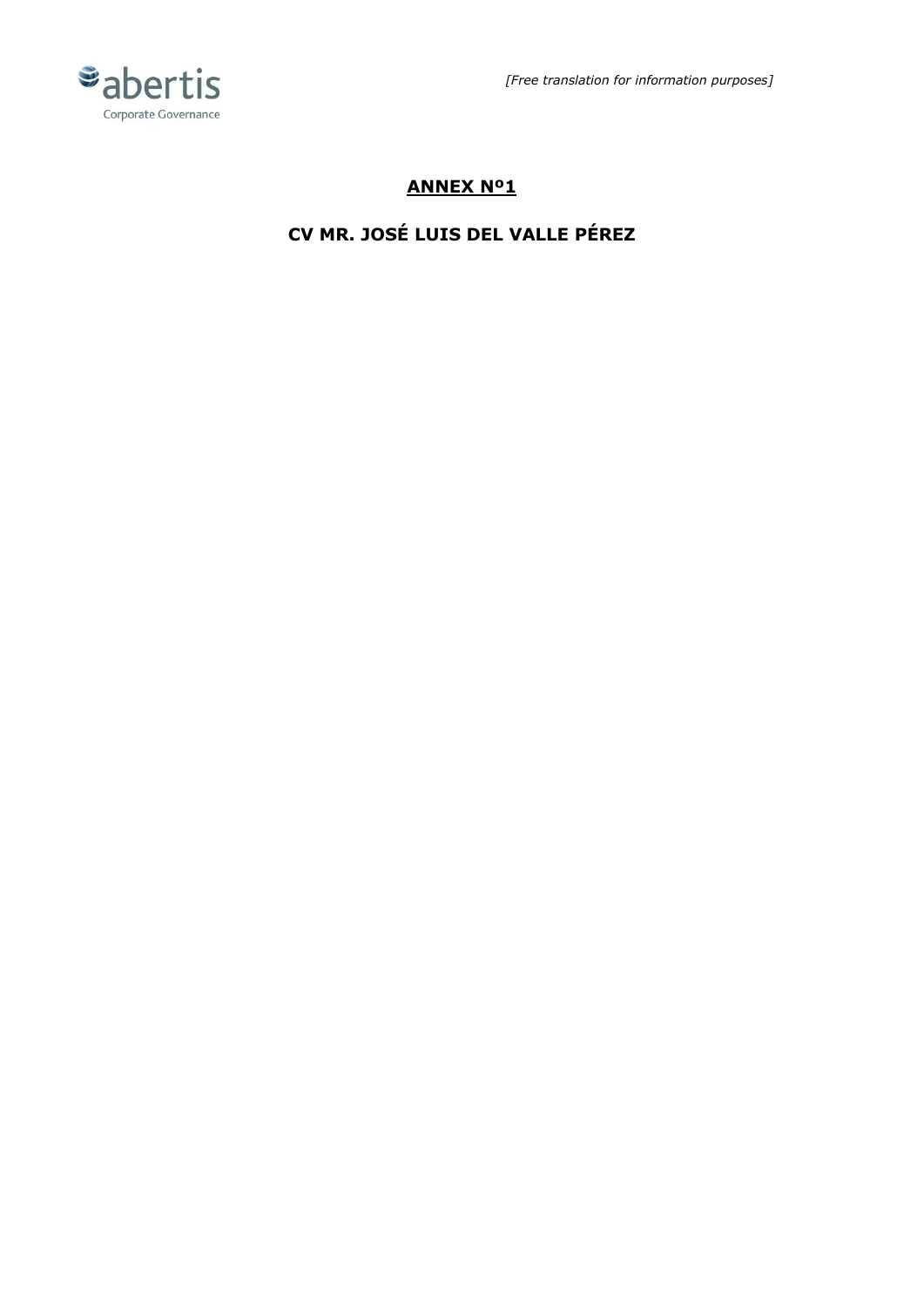*[Free translation for information purposes]*

# ANNEX Nº1

## CV MR. JOSÉ LUIS DEL VALLE PÉREZ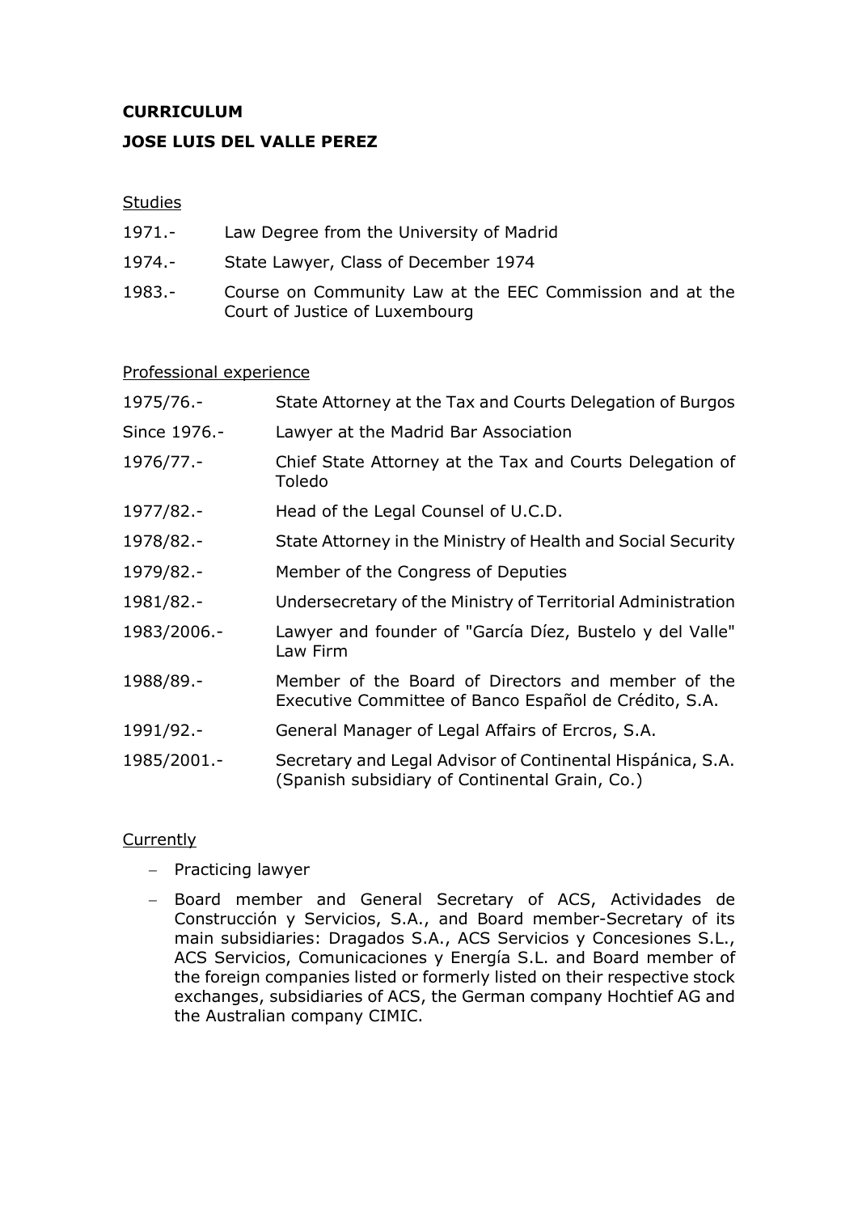**CURRICULUM**

**JOSE LUIS DEL VALLE PEREZ**

Studies

| | |
|---|---|
| 1971.- | Law Degree from the University of Madrid |
| 1974.- | State Lawyer, Class of December 1974 |
| 1983.- | Course on Community Law at the EEC Commission and at the Court of Justice of Luxembourg |

Professional experience

| | |
|---|---|
| 1975/76.- | State Attorney at the Tax and Courts Delegation of Burgos |
| Since 1976.- | Lawyer at the Madrid Bar Association |
| 1976/77.- | Chief State Attorney at the Tax and Courts Delegation of Toledo |
| 1977/82.- | Head of the Legal Counsel of U.C.D. |
| 1978/82.- | State Attorney in the Ministry of Health and Social Security |
| 1979/82.- | Member of the Congress of Deputies |
| 1981/82.- | Undersecretary of the Ministry of Territorial Administration |
| 1983/2006.- | Lawyer and founder of "García Díez, Bustelo y del Valle" Law Firm |
| 1988/89.- | Member of the Board of Directors and member of the Executive Committee of Banco Español de Crédito, S.A. |
| 1991/92.- | General Manager of Legal Affairs of Ercros, S.A. |
| 1985/2001.- | Secretary and Legal Advisor of Continental Hispánica, S.A. (Spanish subsidiary of Continental Grain, Co.) |

Currently

- Practicing lawyer
- Board member and General Secretary of ACS, Actividades de Construcción y Servicios, S.A., and Board member-Secretary of its main subsidiaries: Dragados S.A., ACS Servicios y Concesiones S.L., ACS Servicios, Comunicaciones y Energía S.L. and Board member of the foreign companies listed or formerly listed on their respective stock exchanges, subsidiaries of ACS, the German company Hochtief AG and the Australian company CIMIC.